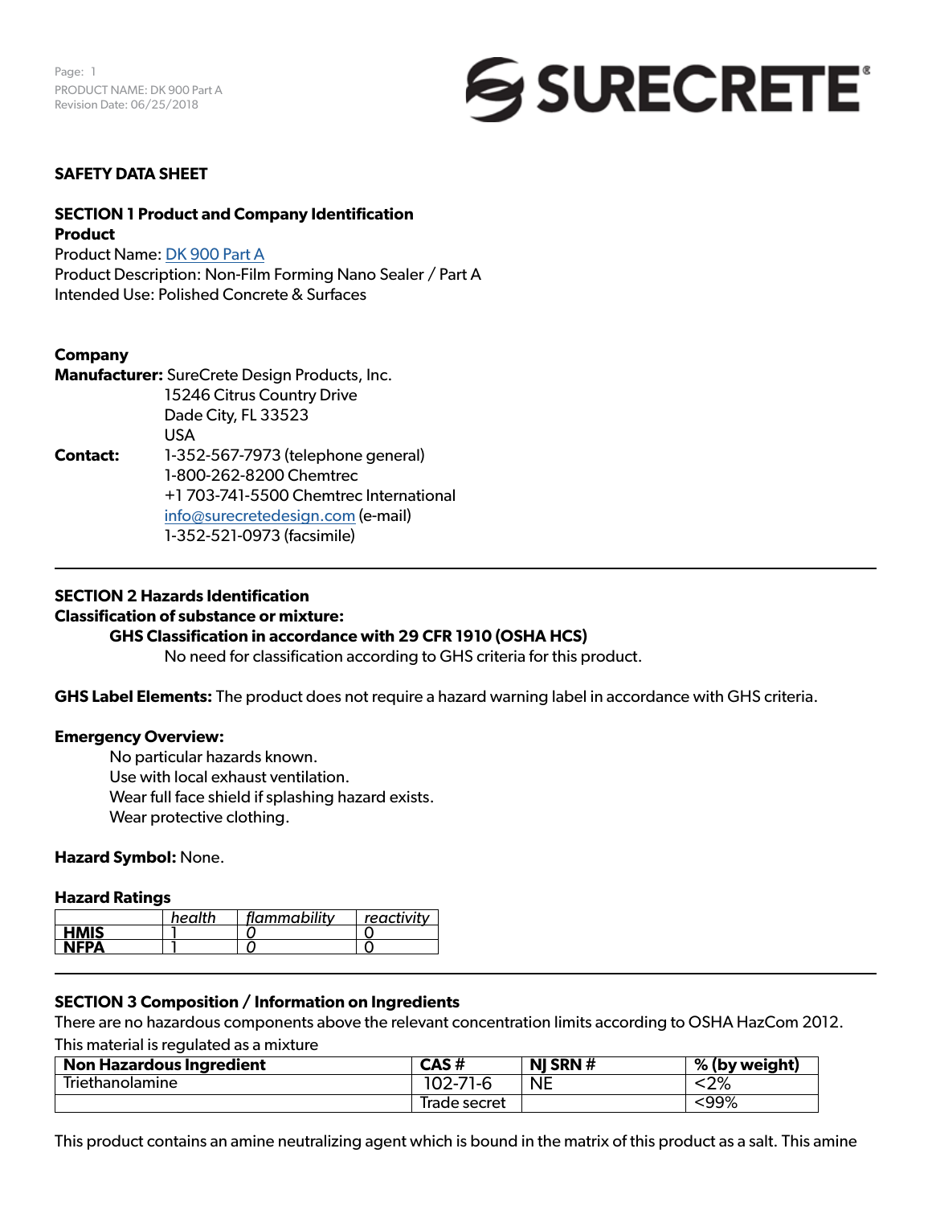# SAFETY DATA SHEET

## SECTION 1 Product and Company Identification

**Product**

Product Name: DK 900 Part A
Product Description: Non-Film Forming Nano Sealer / Part A
Intended Use: Polished Concrete & Surfaces

**Company**

**Manufacturer:** SureCrete Design Products, Inc.
15246 Citrus Country Drive
Dade City, FL 33523
USA

**Contact:** 1-352-567-7973 (telephone general)
1-800-262-8200 Chemtrec
+1 703-741-5500 Chemtrec International
info@surecretedesign.com (e-mail)
1-352-521-0973 (facsimile)

## SECTION 2 Hazards Identification

**Classification of substance or mixture:**

**GHS Classification in accordance with 29 CFR 1910 (OSHA HCS)**

No need for classification according to GHS criteria for this product.

**GHS Label Elements:** The product does not require a hazard warning label in accordance with GHS criteria.

**Emergency Overview:**

No particular hazards known.
Use with local exhaust ventilation.
Wear full face shield if splashing hazard exists.
Wear protective clothing.

**Hazard Symbol:** None.

**Hazard Ratings**

| | *health* | *flammability* | *reactivity* |
|---|---|---|---|
| **HMIS** | 1 | *0* | 0 |
| **NFPA** | 1 | *0* | 0 |

## SECTION 3 Composition / Information on Ingredients

There are no hazardous components above the relevant concentration limits according to OSHA HazCom 2012.

This material is regulated as a mixture

| Non Hazardous Ingredient | CAS # | NJ SRN # | % (by weight) |
|---|---|---|---|
| Triethanolamine | 102-71-6 | NE | <2% |
| | Trade secret | | <99% |

This product contains an amine neutralizing agent which is bound in the matrix of this product as a salt. This amine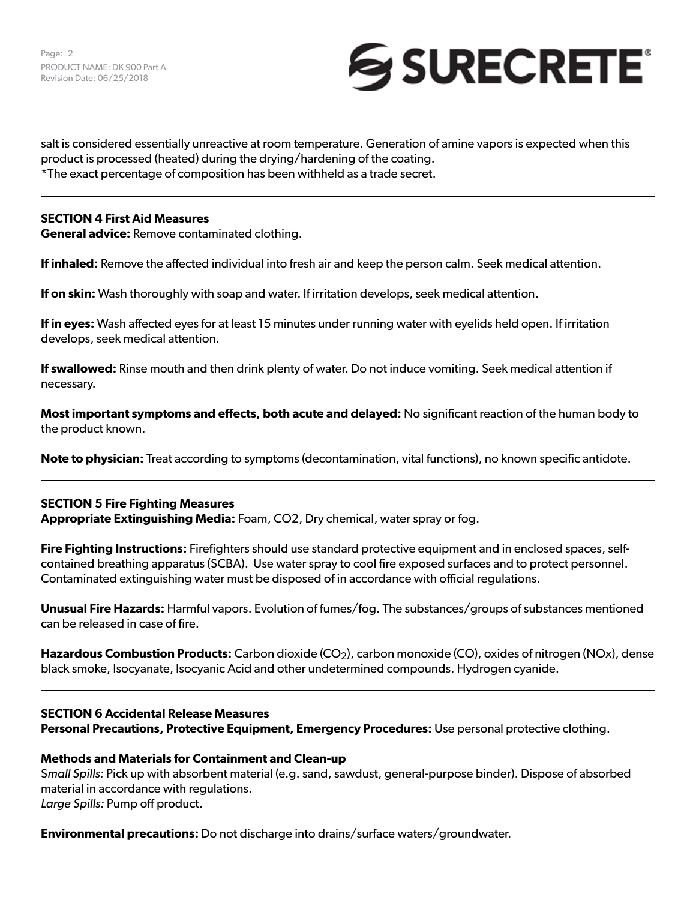salt is considered essentially unreactive at room temperature. Generation of amine vapors is expected when this product is processed (heated) during the drying/hardening of the coating.
*The exact percentage of composition has been withheld as a trade secret.

---

## SECTION 4 First Aid Measures

**General advice:** Remove contaminated clothing.

**If inhaled:** Remove the affected individual into fresh air and keep the person calm. Seek medical attention.

**If on skin:** Wash thoroughly with soap and water. If irritation develops, seek medical attention.

**If in eyes:** Wash affected eyes for at least 15 minutes under running water with eyelids held open. If irritation develops, seek medical attention.

**If swallowed:** Rinse mouth and then drink plenty of water. Do not induce vomiting. Seek medical attention if necessary.

**Most important symptoms and effects, both acute and delayed:** No significant reaction of the human body to the product known.

**Note to physician:** Treat according to symptoms (decontamination, vital functions), no known specific antidote.

---

## SECTION 5 Fire Fighting Measures

**Appropriate Extinguishing Media:** Foam, CO2, Dry chemical, water spray or fog.

**Fire Fighting Instructions:** Firefighters should use standard protective equipment and in enclosed spaces, self-contained breathing apparatus (SCBA). Use water spray to cool fire exposed surfaces and to protect personnel. Contaminated extinguishing water must be disposed of in accordance with official regulations.

**Unusual Fire Hazards:** Harmful vapors. Evolution of fumes/fog. The substances/groups of substances mentioned can be released in case of fire.

**Hazardous Combustion Products:** Carbon dioxide ($CO_2$), carbon monoxide (CO), oxides of nitrogen (NOx), dense black smoke, Isocyanate, Isocyanic Acid and other undetermined compounds. Hydrogen cyanide.

---

## SECTION 6 Accidental Release Measures

**Personal Precautions, Protective Equipment, Emergency Procedures:** Use personal protective clothing.

**Methods and Materials for Containment and Clean-up**
*Small Spills:* Pick up with absorbent material (e.g. sand, sawdust, general-purpose binder). Dispose of absorbed material in accordance with regulations.
*Large Spills:* Pump off product.

**Environmental precautions:** Do not discharge into drains/surface waters/groundwater.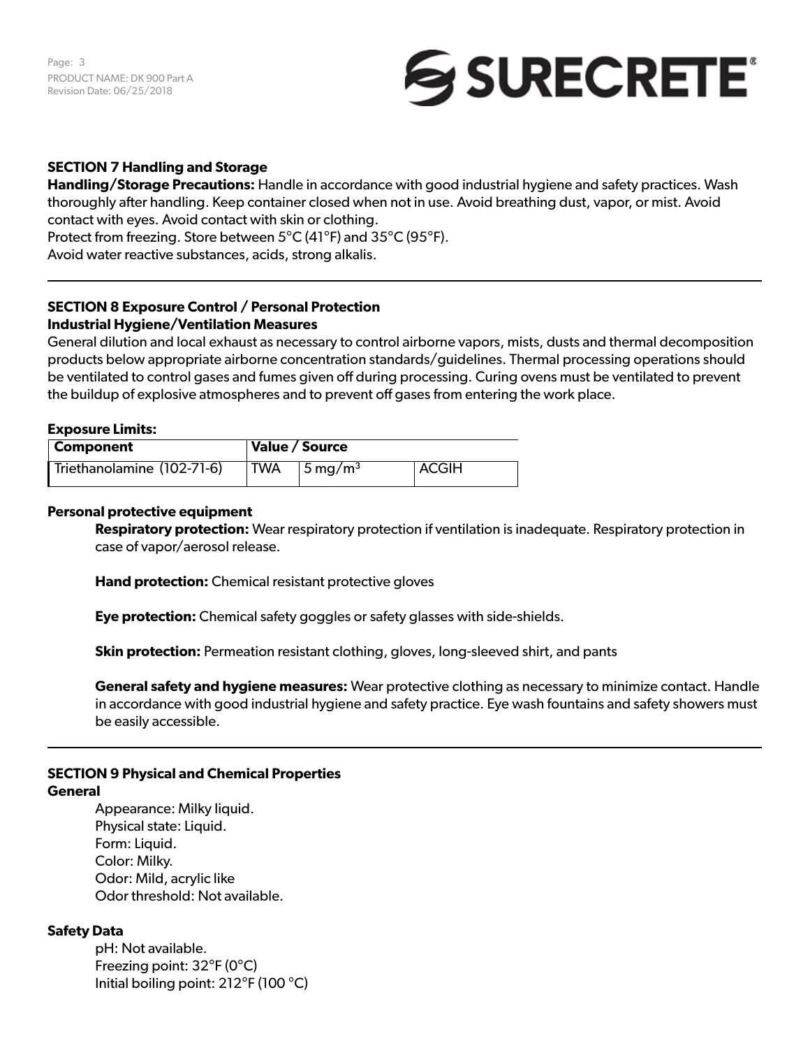## SECTION 7 Handling and Storage

**Handling/Storage Precautions:** Handle in accordance with good industrial hygiene and safety practices. Wash thoroughly after handling. Keep container closed when not in use. Avoid breathing dust, vapor, or mist. Avoid contact with eyes. Avoid contact with skin or clothing.
Protect from freezing. Store between 5°C (41°F) and 35°C (95°F).
Avoid water reactive substances, acids, strong alkalis.

## SECTION 8 Exposure Control / Personal Protection

### Industrial Hygiene/Ventilation Measures

General dilution and local exhaust as necessary to control airborne vapors, mists, dusts and thermal decomposition products below appropriate airborne concentration standards/guidelines. Thermal processing operations should be ventilated to control gases and fumes given off during processing. Curing ovens must be ventilated to prevent the buildup of explosive atmospheres and to prevent off gases from entering the work place.

**Exposure Limits:**

| Component | Value / Source | | |
|---|---|---|---|
| Triethanolamine (102-71-6) | TWA | 5 $mg/m^3$ | ACGIH |

### Personal protective equipment

**Respiratory protection:** Wear respiratory protection if ventilation is inadequate. Respiratory protection in case of vapor/aerosol release.

**Hand protection:** Chemical resistant protective gloves

**Eye protection:** Chemical safety goggles or safety glasses with side-shields.

**Skin protection:** Permeation resistant clothing, gloves, long-sleeved shirt, and pants

**General safety and hygiene measures:** Wear protective clothing as necessary to minimize contact. Handle in accordance with good industrial hygiene and safety practice. Eye wash fountains and safety showers must be easily accessible.

## SECTION 9 Physical and Chemical Properties

### General

Appearance: Milky liquid.
Physical state: Liquid.
Form: Liquid.
Color: Milky.
Odor: Mild, acrylic like
Odor threshold: Not available.

### Safety Data

pH: Not available.
Freezing point: 32°F (0°C)
Initial boiling point: 212°F (100 °C)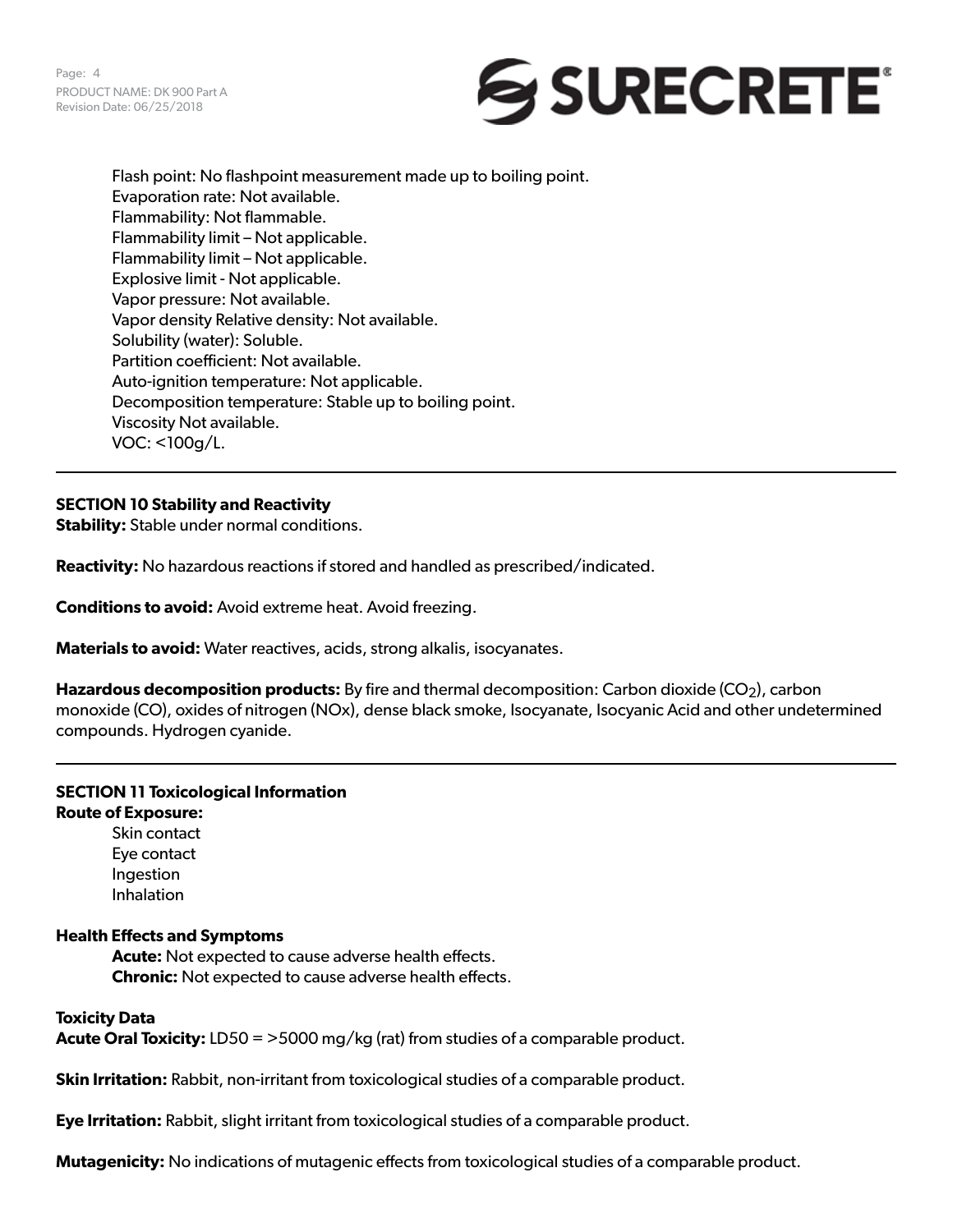Flash point: No flashpoint measurement made up to boiling point.
Evaporation rate: Not available.
Flammability: Not flammable.
Flammability limit – Not applicable.
Flammability limit – Not applicable.
Explosive limit - Not applicable.
Vapor pressure: Not available.
Vapor density Relative density: Not available.
Solubility (water): Soluble.
Partition coefficient: Not available.
Auto-ignition temperature: Not applicable.
Decomposition temperature: Stable up to boiling point.
Viscosity Not available.
VOC: <100g/L.

---

## SECTION 10 Stability and Reactivity

**Stability:** Stable under normal conditions.

**Reactivity:** No hazardous reactions if stored and handled as prescribed/indicated.

**Conditions to avoid:** Avoid extreme heat. Avoid freezing.

**Materials to avoid:** Water reactives, acids, strong alkalis, isocyanates.

**Hazardous decomposition products:** By fire and thermal decomposition: Carbon dioxide ($CO_2$), carbon monoxide (CO), oxides of nitrogen (NOx), dense black smoke, Isocyanate, Isocyanic Acid and other undetermined compounds. Hydrogen cyanide.

---

## SECTION 11 Toxicological Information

**Route of Exposure:**

Skin contact
Eye contact
Ingestion
Inhalation

**Health Effects and Symptoms**

**Acute:** Not expected to cause adverse health effects.
**Chronic:** Not expected to cause adverse health effects.

**Toxicity Data**

**Acute Oral Toxicity:** LD50 = >5000 mg/kg (rat) from studies of a comparable product.

**Skin Irritation:** Rabbit, non-irritant from toxicological studies of a comparable product.

**Eye Irritation:** Rabbit, slight irritant from toxicological studies of a comparable product.

**Mutagenicity:** No indications of mutagenic effects from toxicological studies of a comparable product.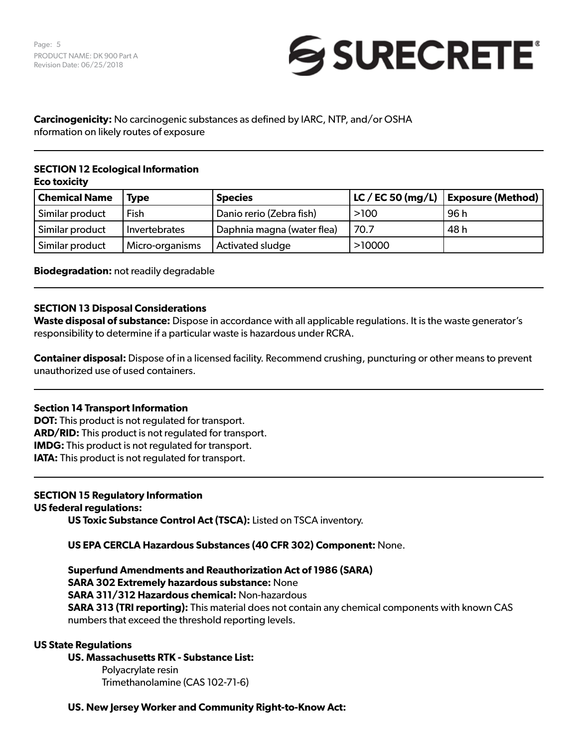**Carcinogenicity:** No carcinogenic substances as defined by IARC, NTP, and/or OSHA nformation on likely routes of exposure

---

## SECTION 12 Ecological Information

**Eco toxicity**

| Chemical Name | Type | Species | LC / EC 50 (mg/L) | Exposure (Method) |
|---|---|---|---|---|
| Similar product | Fish | Danio rerio (Zebra fish) | >100 | 96 h |
| Similar product | Invertebrates | Daphnia magna (water flea) | 70.7 | 48 h |
| Similar product | Micro-organisms | Activated sludge | >10000 | |

**Biodegradation:** not readily degradable

---

## SECTION 13 Disposal Considerations

**Waste disposal of substance:** Dispose in accordance with all applicable regulations. It is the waste generator's responsibility to determine if a particular waste is hazardous under RCRA.

**Container disposal:** Dispose of in a licensed facility. Recommend crushing, puncturing or other means to prevent unauthorized use of used containers.

---

## Section 14 Transport Information

**DOT:** This product is not regulated for transport.
**ARD/RID:** This product is not regulated for transport.
**IMDG:** This product is not regulated for transport.
**IATA:** This product is not regulated for transport.

---

## SECTION 15 Regulatory Information

**US federal regulations:**

**US Toxic Substance Control Act (TSCA):** Listed on TSCA inventory.

**US EPA CERCLA Hazardous Substances (40 CFR 302) Component:** None.

**Superfund Amendments and Reauthorization Act of 1986 (SARA)**
**SARA 302 Extremely hazardous substance:** None
**SARA 311/312 Hazardous chemical:** Non-hazardous
**SARA 313 (TRI reporting):** This material does not contain any chemical components with known CAS numbers that exceed the threshold reporting levels.

**US State Regulations**

**US. Massachusetts RTK - Substance List:**

Polyacrylate resin
Trimethanolamine (CAS 102-71-6)

**US. New Jersey Worker and Community Right-to-Know Act:**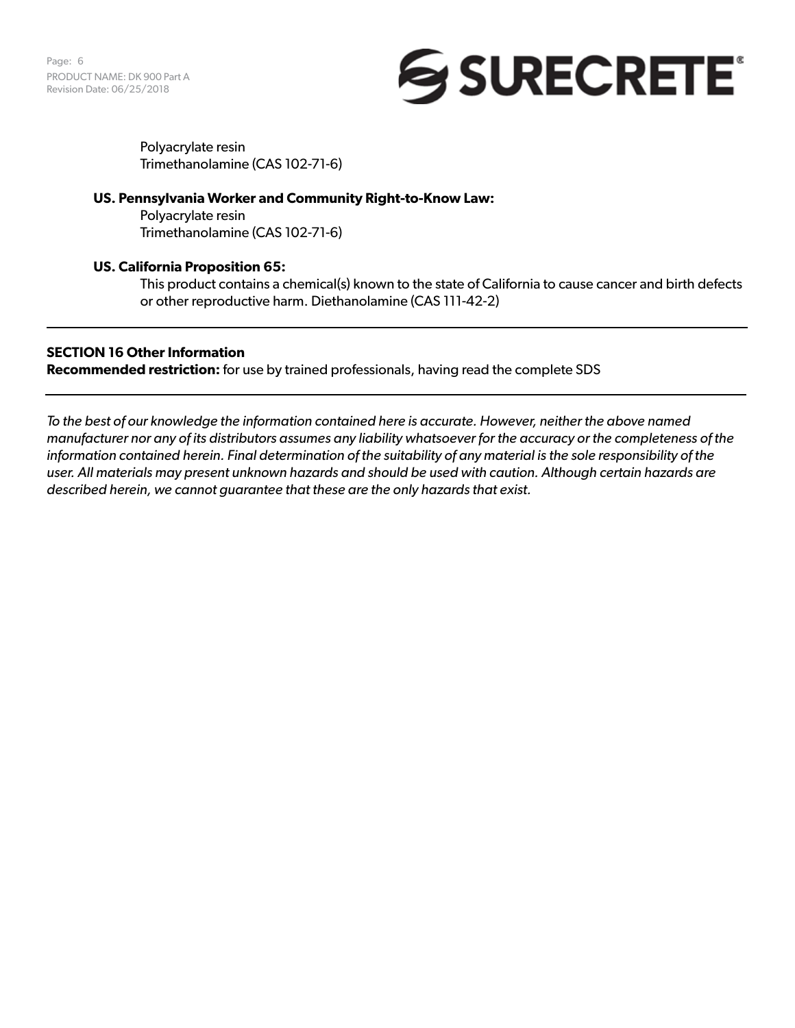Polyacrylate resin
Trimethanolamine (CAS 102-71-6)

**US. Pennsylvania Worker and Community Right-to-Know Law:**

Polyacrylate resin
Trimethanolamine (CAS 102-71-6)

**US. California Proposition 65:**

This product contains a chemical(s) known to the state of California to cause cancer and birth defects or other reproductive harm. Diethanolamine (CAS 111-42-2)

---

## SECTION 16 Other Information

**Recommended restriction:** for use by trained professionals, having read the complete SDS

---

*To the best of our knowledge the information contained here is accurate. However, neither the above named manufacturer nor any of its distributors assumes any liability whatsoever for the accuracy or the completeness of the information contained herein. Final determination of the suitability of any material is the sole responsibility of the user. All materials may present unknown hazards and should be used with caution. Although certain hazards are described herein, we cannot guarantee that these are the only hazards that exist.*